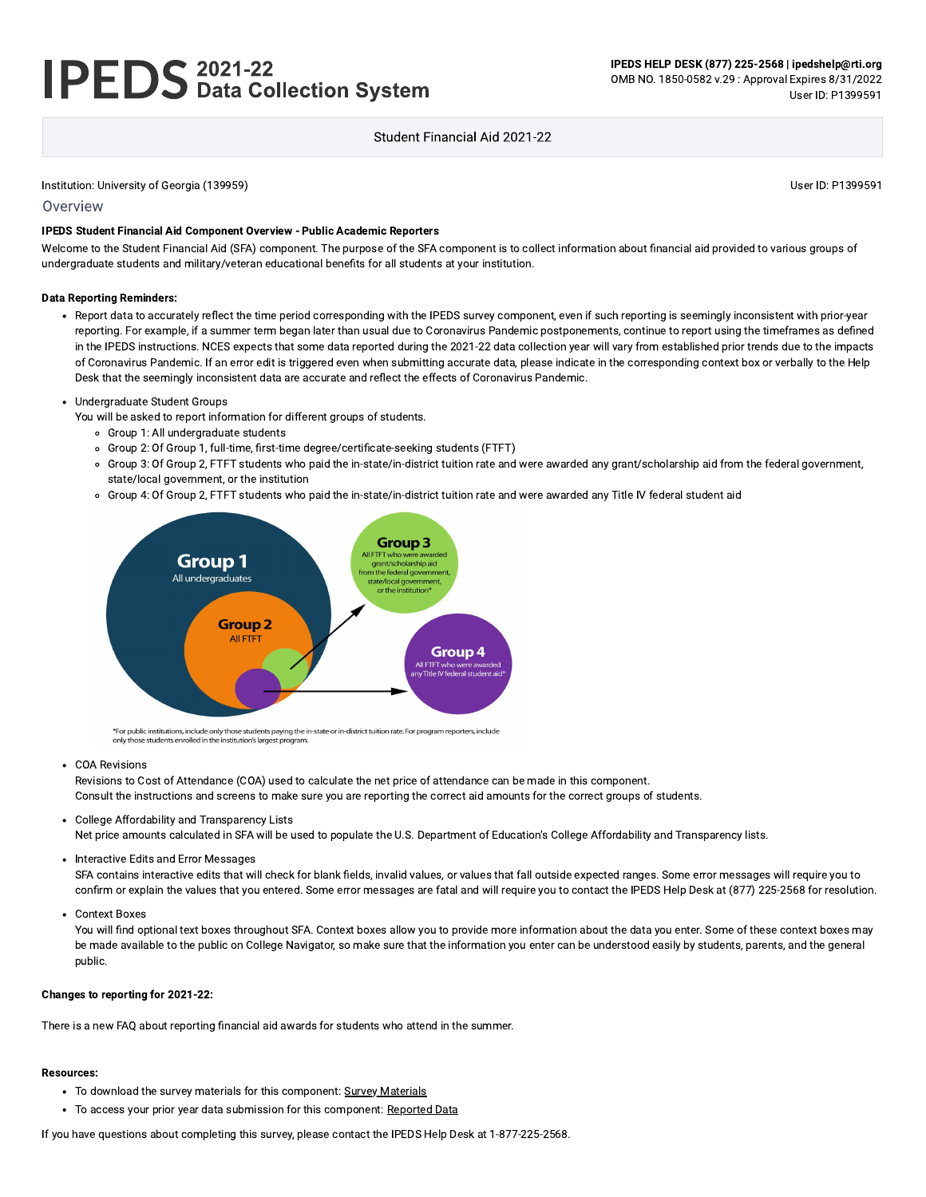# IPEDS 2021-22 Data Collection System

**IPEDS HELP DESK (877) 225-2568 | ipedshelp@rti.org**
OMB NO. 1850-0582 v.29 : Approval Expires 8/31/2022
User ID: P1399591

Student Financial Aid 2021-22

Institution: University of Georgia (139959)

User ID: P1399591

## Overview

**IPEDS Student Financial Aid Component Overview - Public Academic Reporters**

Welcome to the Student Financial Aid (SFA) component. The purpose of the SFA component is to collect information about financial aid provided to various groups of undergraduate students and military/veteran educational benefits for all students at your institution.

**Data Reporting Reminders:**

- Report data to accurately reflect the time period corresponding with the IPEDS survey component, even if such reporting is seemingly inconsistent with prior-year reporting. For example, if a summer term began later than usual due to Coronavirus Pandemic postponements, continue to report using the timeframes as defined in the IPEDS instructions. NCES expects that some data reported during the 2021-22 data collection year will vary from established prior trends due to the impacts of Coronavirus Pandemic. If an error edit is triggered even when submitting accurate data, please indicate in the corresponding context box or verbally to the Help Desk that the seemingly inconsistent data are accurate and reflect the effects of Coronavirus Pandemic.
- Undergraduate Student Groups
  You will be asked to report information for different groups of students.
  - Group 1: All undergraduate students
  - Group 2: Of Group 1, full-time, first-time degree/certificate-seeking students (FTFT)
  - Group 3: Of Group 2, FTFT students who paid the in-state/in-district tuition rate and were awarded any grant/scholarship aid from the federal government, state/local government, or the institution
  - Group 4: Of Group 2, FTFT students who paid the in-state/in-district tuition rate and were awarded any Title IV federal student aid

  *For public institutions, include only those students paying the in-state or in-district tuition rate. For program reporters, include only those students enrolled in the institution's largest program.

- COA Revisions
  Revisions to Cost of Attendance (COA) used to calculate the net price of attendance can be made in this component.
  Consult the instructions and screens to make sure you are reporting the correct aid amounts for the correct groups of students.
- College Affordability and Transparency Lists
  Net price amounts calculated in SFA will be used to populate the U.S. Department of Education's College Affordability and Transparency lists.
- Interactive Edits and Error Messages
  SFA contains interactive edits that will check for blank fields, invalid values, or values that fall outside expected ranges. Some error messages will require you to confirm or explain the values that you entered. Some error messages are fatal and will require you to contact the IPEDS Help Desk at (877) 225-2568 for resolution.
- Context Boxes
  You will find optional text boxes throughout SFA. Context boxes allow you to provide more information about the data you enter. Some of these context boxes may be made available to the public on College Navigator, so make sure that the information you enter can be understood easily by students, parents, and the general public.

**Changes to reporting for 2021-22:**

There is a new FAQ about reporting financial aid awards for students who attend in the summer.

**Resources:**

- To download the survey materials for this component: Survey Materials
- To access your prior year data submission for this component: Reported Data

If you have questions about completing this survey, please contact the IPEDS Help Desk at 1-877-225-2568.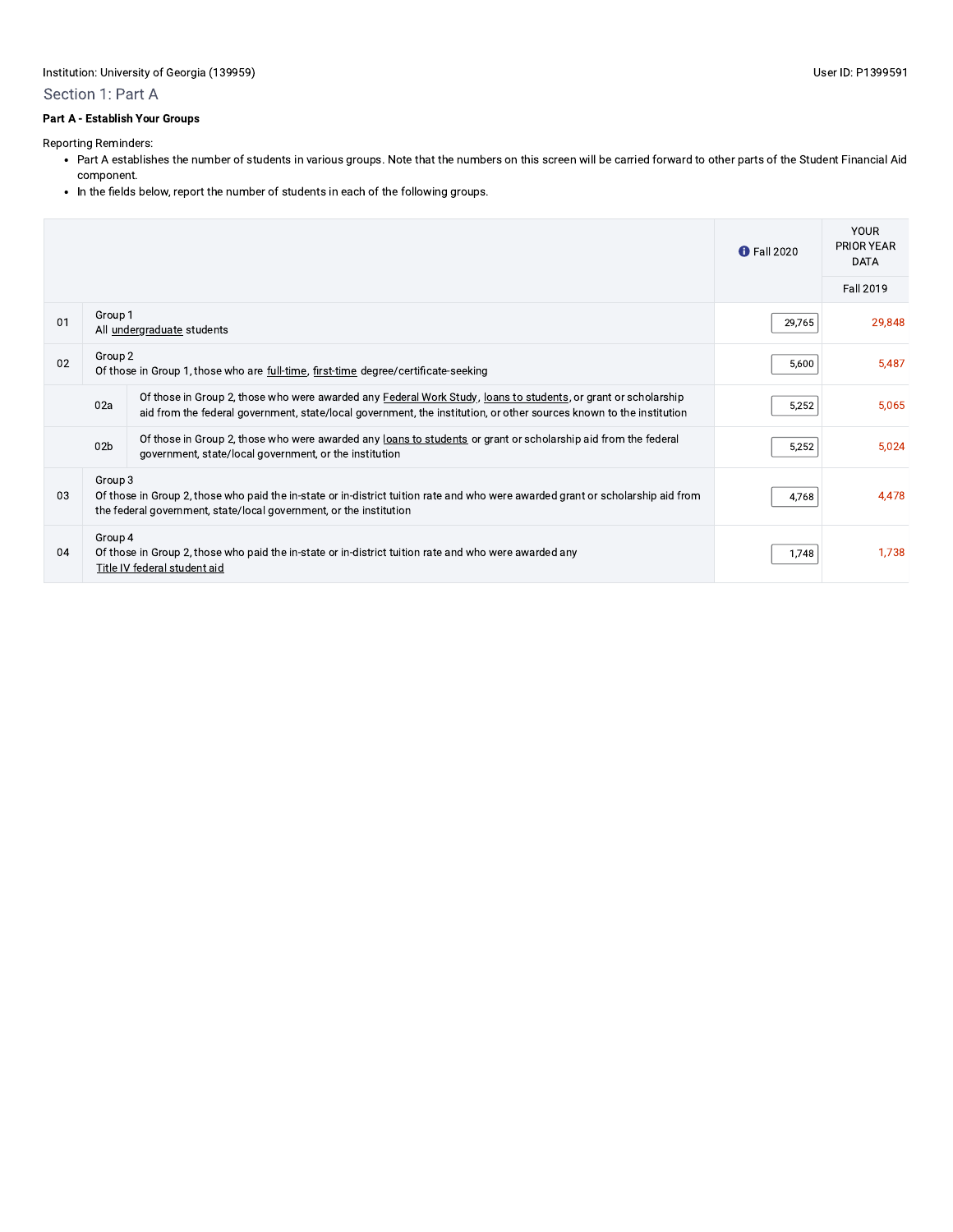Institution: University of Georgia (139959)

User ID: P1399591

## Section 1: Part A

**Part A - Establish Your Groups**

Reporting Reminders:

- Part A establishes the number of students in various groups. Note that the numbers on this screen will be carried forward to other parts of the Student Financial Aid component.
- In the fields below, report the number of students in each of the following groups.

| | | Fall 2020 | YOUR PRIOR YEAR DATA Fall 2019 |
|---|---|---|---|
| 01 | Group 1<br>All undergraduate students | 29,765 | 29,848 |
| 02 | Group 2<br>Of those in Group 1, those who are full-time, first-time degree/certificate-seeking | 5,600 | 5,487 |
| 02a | Of those in Group 2, those who were awarded any Federal Work Study, loans to students, or grant or scholarship aid from the federal government, state/local government, the institution, or other sources known to the institution | 5,252 | 5,065 |
| 02b | Of those in Group 2, those who were awarded any loans to students or grant or scholarship aid from the federal government, state/local government, or the institution | 5,252 | 5,024 |
| 03 | Group 3<br>Of those in Group 2, those who paid the in-state or in-district tuition rate and who were awarded grant or scholarship aid from the federal government, state/local government, or the institution | 4,768 | 4,478 |
| 04 | Group 4<br>Of those in Group 2, those who paid the in-state or in-district tuition rate and who were awarded any Title IV federal student aid | 1,748 | 1,738 |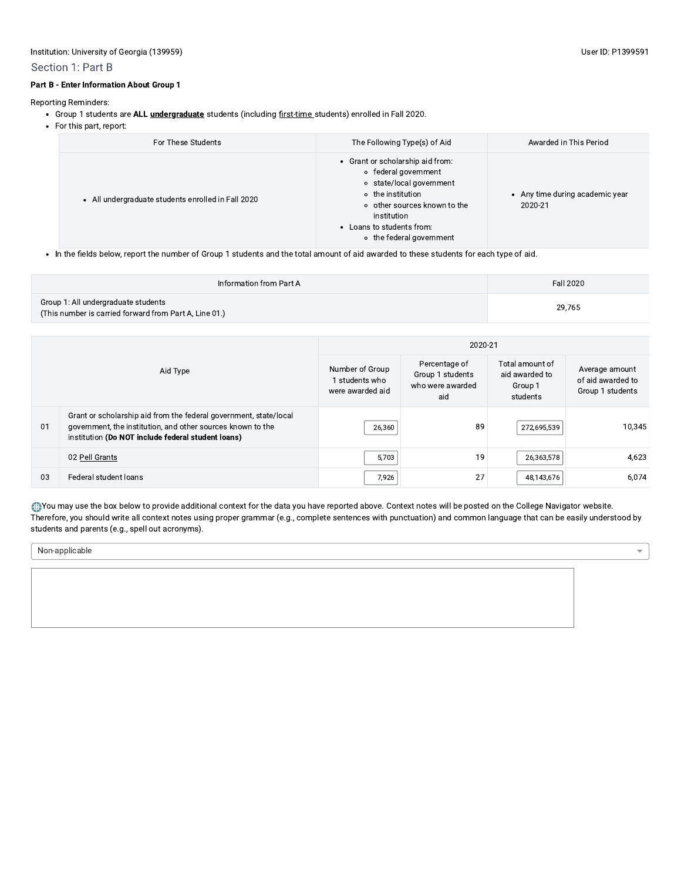Institution: University of Georgia (139959) User ID: P1399591

## Section 1: Part B

**Part B - Enter Information About Group 1**

Reporting Reminders:

- Group 1 students are **ALL undergraduate** students (including first-time students) enrolled in Fall 2020.
- For this part, report:

| For These Students | The Following Type(s) of Aid | Awarded in This Period |
|---|---|---|
| • All undergraduate students enrolled in Fall 2020 | • Grant or scholarship aid from: ◦ federal government ◦ state/local government ◦ the institution ◦ other sources known to the institution • Loans to students from: ◦ the federal government | • Any time during academic year 2020-21 |

- In the fields below, report the number of Group 1 students and the total amount of aid awarded to these students for each type of aid.

| Information from Part A | Fall 2020 |
|---|---|
| Group 1: All undergraduate students (This number is carried forward from Part A, Line 01.) | 29,765 |

| | Aid Type | 2020-21 | | | |
|---|---|---|---|---|---|
| | | Number of Group 1 students who were awarded aid | Percentage of Group 1 students who were awarded aid | Total amount of aid awarded to Group 1 students | Average amount of aid awarded to Group 1 students |
| 01 | Grant or scholarship aid from the federal government, state/local government, the institution, and other sources known to the institution **(Do NOT include federal student loans)** | 26,360 | 89 | 272,695,539 | 10,345 |
| | 02 Pell Grants | 5,703 | 19 | 26,363,578 | 4,623 |
| 03 | Federal student loans | 7,926 | 27 | 48,143,676 | 6,074 |

You may use the box below to provide additional context for the data you have reported above. Context notes will be posted on the College Navigator website. Therefore, you should write all context notes using proper grammar (e.g., complete sentences with punctuation) and common language that can be easily understood by students and parents (e.g., spell out acronyms).

Non-applicable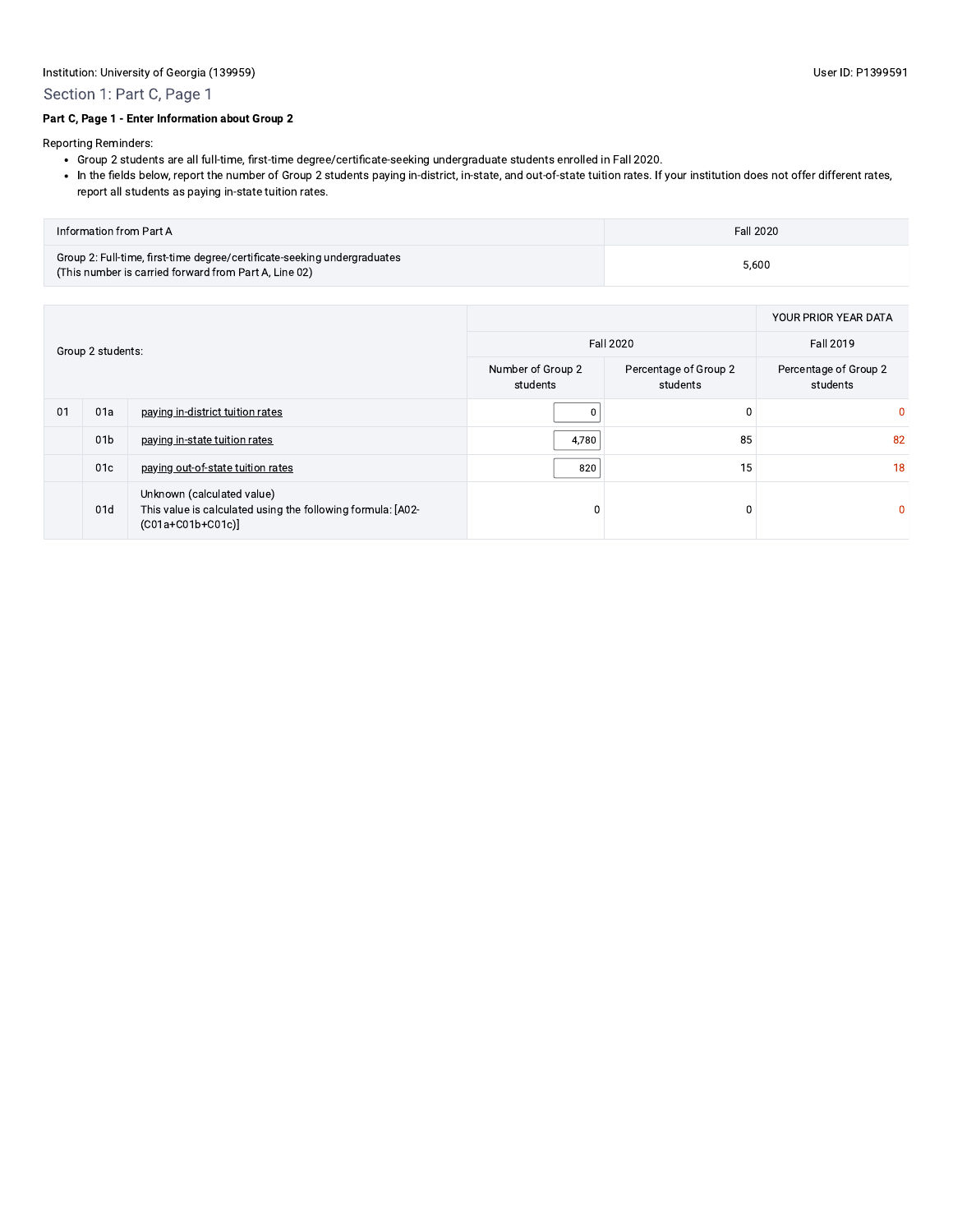Institution: University of Georgia (139959)

User ID: P1399591

## Section 1: Part C, Page 1

**Part C, Page 1 - Enter Information about Group 2**

Reporting Reminders:

- Group 2 students are all full-time, first-time degree/certificate-seeking undergraduate students enrolled in Fall 2020.
- In the fields below, report the number of Group 2 students paying in-district, in-state, and out-of-state tuition rates. If your institution does not offer different rates, report all students as paying in-state tuition rates.

| Information from Part A | Fall 2020 |
|---|---|
| Group 2: Full-time, first-time degree/certificate-seeking undergraduates (This number is carried forward from Part A, Line 02) | 5,600 |

| Group 2 students: | | | | | YOUR PRIOR YEAR DATA |
|---|---|---|---|---|---|
| | | | Fall 2020 | | Fall 2019 |
| | | | Number of Group 2 students | Percentage of Group 2 students | Percentage of Group 2 students |
| 01 | 01a | paying in-district tuition rates | 0 | 0 | 0 |
| | 01b | paying in-state tuition rates | 4,780 | 85 | 82 |
| | 01c | paying out-of-state tuition rates | 820 | 15 | 18 |
| | 01d | Unknown (calculated value) This value is calculated using the following formula: [A02-(C01a+C01b+C01c)] | 0 | 0 | 0 |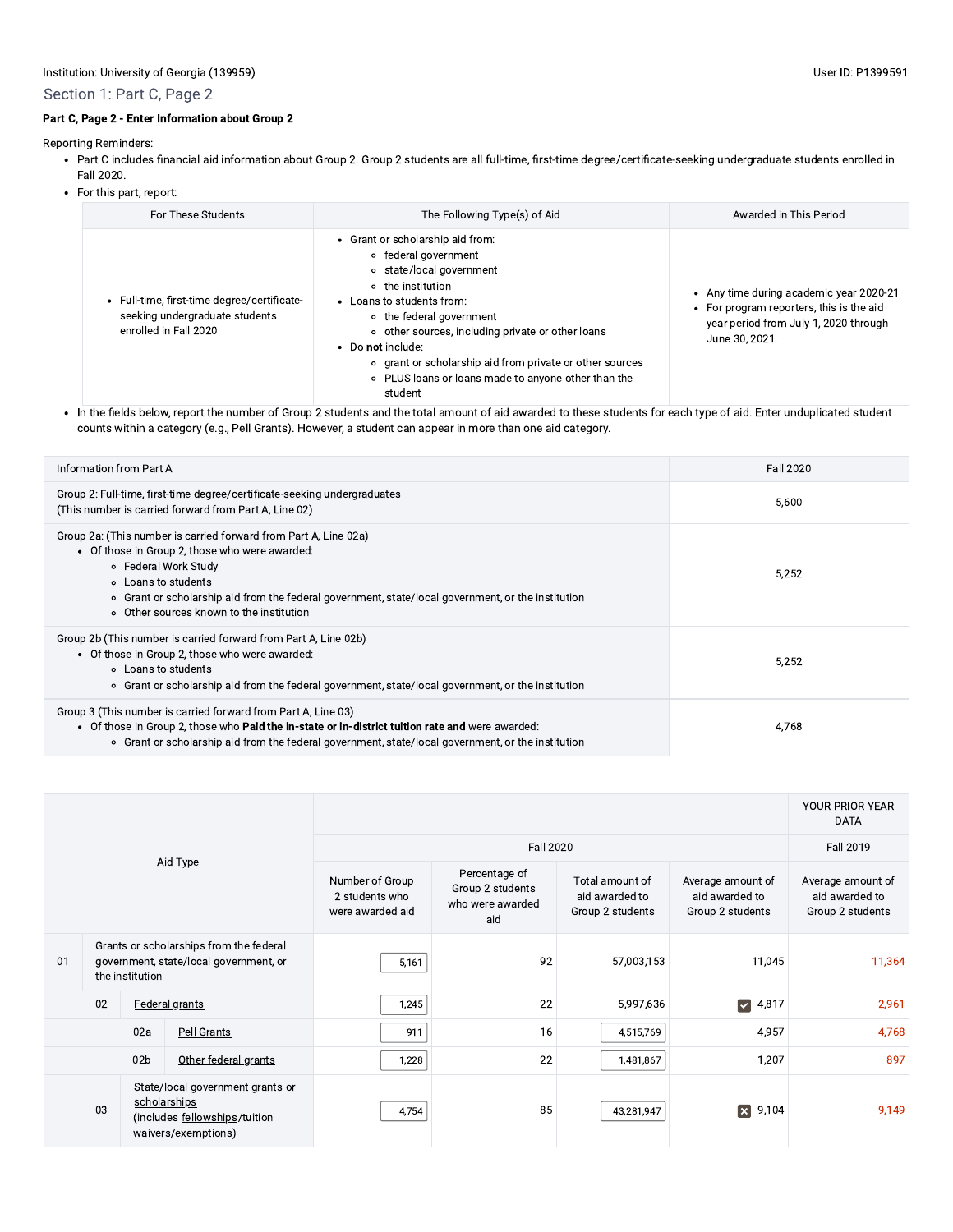Institution: University of Georgia (139959)

User ID: P1399591

## Section 1: Part C, Page 2

**Part C, Page 2 - Enter Information about Group 2**

Reporting Reminders:

- Part C includes financial aid information about Group 2. Group 2 students are all full-time, first-time degree/certificate-seeking undergraduate students enrolled in Fall 2020.
- For this part, report:

| For These Students | The Following Type(s) of Aid | Awarded in This Period |
|---|---|---|
| Full-time, first-time degree/certificate-seeking undergraduate students enrolled in Fall 2020 | Grant or scholarship aid from: federal government; state/local government; the institution. Loans to students from: the federal government; other sources, including private or other loans. Do **not** include: grant or scholarship aid from private or other sources; PLUS loans or loans made to anyone other than the student | Any time during academic year 2020-21. For program reporters, this is the aid year period from July 1, 2020 through June 30, 2021. |

- In the fields below, report the number of Group 2 students and the total amount of aid awarded to these students for each type of aid. Enter unduplicated student counts within a category (e.g., Pell Grants). However, a student can appear in more than one aid category.

| Information from Part A | Fall 2020 |
|---|---|
| Group 2: Full-time, first-time degree/certificate-seeking undergraduates (This number is carried forward from Part A, Line 02) | 5,600 |
| Group 2a: (This number is carried forward from Part A, Line 02a) Of those in Group 2, those who were awarded: Federal Work Study; Loans to students; Grant or scholarship aid from the federal government, state/local government, or the institution; Other sources known to the institution | 5,252 |
| Group 2b (This number is carried forward from Part A, Line 02b) Of those in Group 2, those who were awarded: Loans to students; Grant or scholarship aid from the federal government, state/local government, or the institution | 5,252 |
| Group 3 (This number is carried forward from Part A, Line 03) Of those in Group 2, those who **Paid the in-state or in-district tuition rate and** were awarded: Grant or scholarship aid from the federal government, state/local government, or the institution | 4,768 |

| | Aid Type | Fall 2020 | | | | YOUR PRIOR YEAR DATA Fall 2019 |
|---|---|---|---|---|---|---|
| | | Number of Group 2 students who were awarded aid | Percentage of Group 2 students who were awarded aid | Total amount of aid awarded to Group 2 students | Average amount of aid awarded to Group 2 students | Average amount of aid awarded to Group 2 students |
| 01 | Grants or scholarships from the federal government, state/local government, or the institution | 5,161 | 92 | 57,003,153 | 11,045 | 11,364 |
| 02 | Federal grants | 1,245 | 22 | 5,997,636 | ☑ 4,817 | 2,961 |
| 02a | Pell Grants | 911 | 16 | 4,515,769 | 4,957 | 4,768 |
| 02b | Other federal grants | 1,228 | 22 | 1,481,867 | 1,207 | 897 |
| 03 | State/local government grants or scholarships (includes fellowships/tuition waivers/exemptions) | 4,754 | 85 | 43,281,947 | ☒ 9,104 | 9,149 |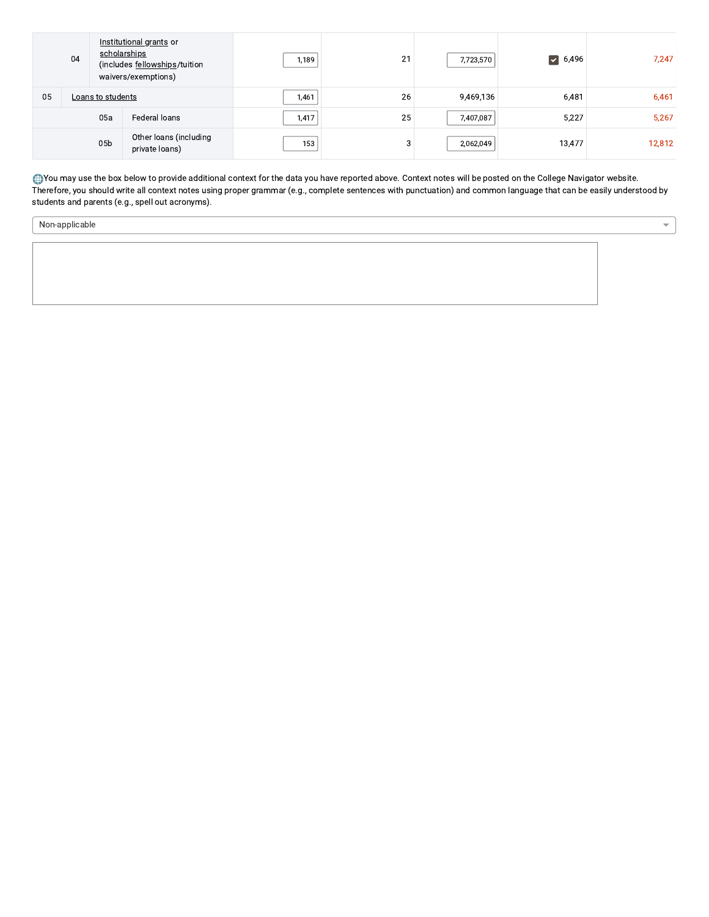|  |  |  |  |  |  |  |
|---|---|---|---|---|---|---|
| 04 | Institutional grants or scholarships (includes fellowships/tuition waivers/exemptions) | 1,189 | 21 | 7,723,570 | ☑ 6,496 | 7,247 |
| 05 | Loans to students | 1,461 | 26 | 9,469,136 | 6,481 | 6,461 |
| 05a | Federal loans | 1,417 | 25 | 7,407,087 | 5,227 | 5,267 |
| 05b | Other loans (including private loans) | 153 | 3 | 2,062,049 | 13,477 | 12,812 |

You may use the box below to provide additional context for the data you have reported above. Context notes will be posted on the College Navigator website. Therefore, you should write all context notes using proper grammar (e.g., complete sentences with punctuation) and common language that can be easily understood by students and parents (e.g., spell out acronyms).

Non-applicable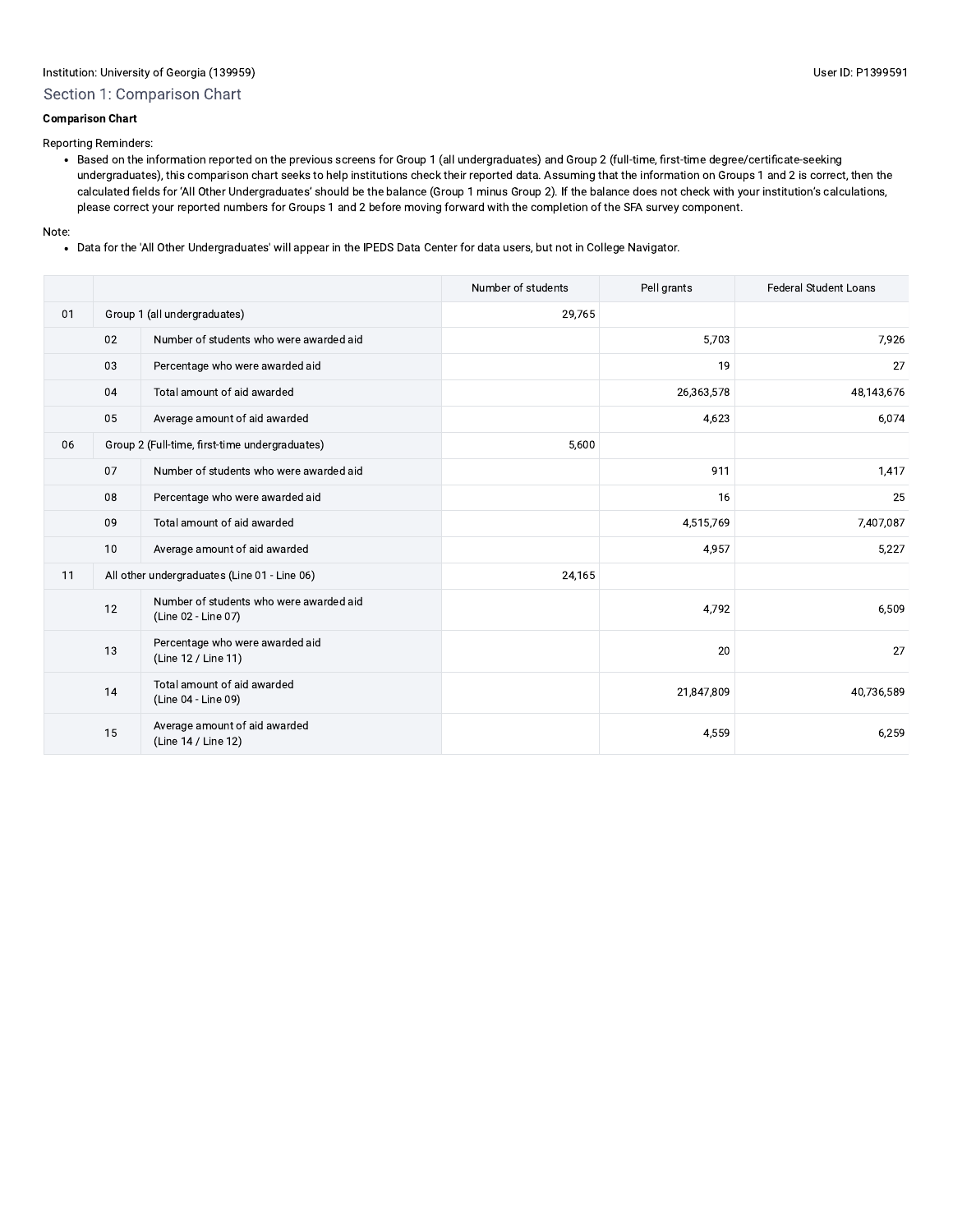Institution: University of Georgia (139959) User ID: P1399591

## Section 1: Comparison Chart

**Comparison Chart**

Reporting Reminders:

- Based on the information reported on the previous screens for Group 1 (all undergraduates) and Group 2 (full-time, first-time degree/certificate-seeking undergraduates), this comparison chart seeks to help institutions check their reported data. Assuming that the information on Groups 1 and 2 is correct, then the calculated fields for 'All Other Undergraduates' should be the balance (Group 1 minus Group 2). If the balance does not check with your institution's calculations, please correct your reported numbers for Groups 1 and 2 before moving forward with the completion of the SFA survey component.

Note:

- Data for the 'All Other Undergraduates' will appear in the IPEDS Data Center for data users, but not in College Navigator.

| | | | Number of students | Pell grants | Federal Student Loans |
|---|---|---|---|---|---|
| 01 | Group 1 (all undergraduates) | | 29,765 | | |
| | 02 | Number of students who were awarded aid | | 5,703 | 7,926 |
| | 03 | Percentage who were awarded aid | | 19 | 27 |
| | 04 | Total amount of aid awarded | | 26,363,578 | 48,143,676 |
| | 05 | Average amount of aid awarded | | 4,623 | 6,074 |
| 06 | Group 2 (Full-time, first-time undergraduates) | | 5,600 | | |
| | 07 | Number of students who were awarded aid | | 911 | 1,417 |
| | 08 | Percentage who were awarded aid | | 16 | 25 |
| | 09 | Total amount of aid awarded | | 4,515,769 | 7,407,087 |
| | 10 | Average amount of aid awarded | | 4,957 | 5,227 |
| 11 | All other undergraduates (Line 01 - Line 06) | | 24,165 | | |
| | 12 | Number of students who were awarded aid (Line 02 - Line 07) | | 4,792 | 6,509 |
| | 13 | Percentage who were awarded aid (Line 12 / Line 11) | | 20 | 27 |
| | 14 | Total amount of aid awarded (Line 04 - Line 09) | | 21,847,809 | 40,736,589 |
| | 15 | Average amount of aid awarded (Line 14 / Line 12) | | 4,559 | 6,259 |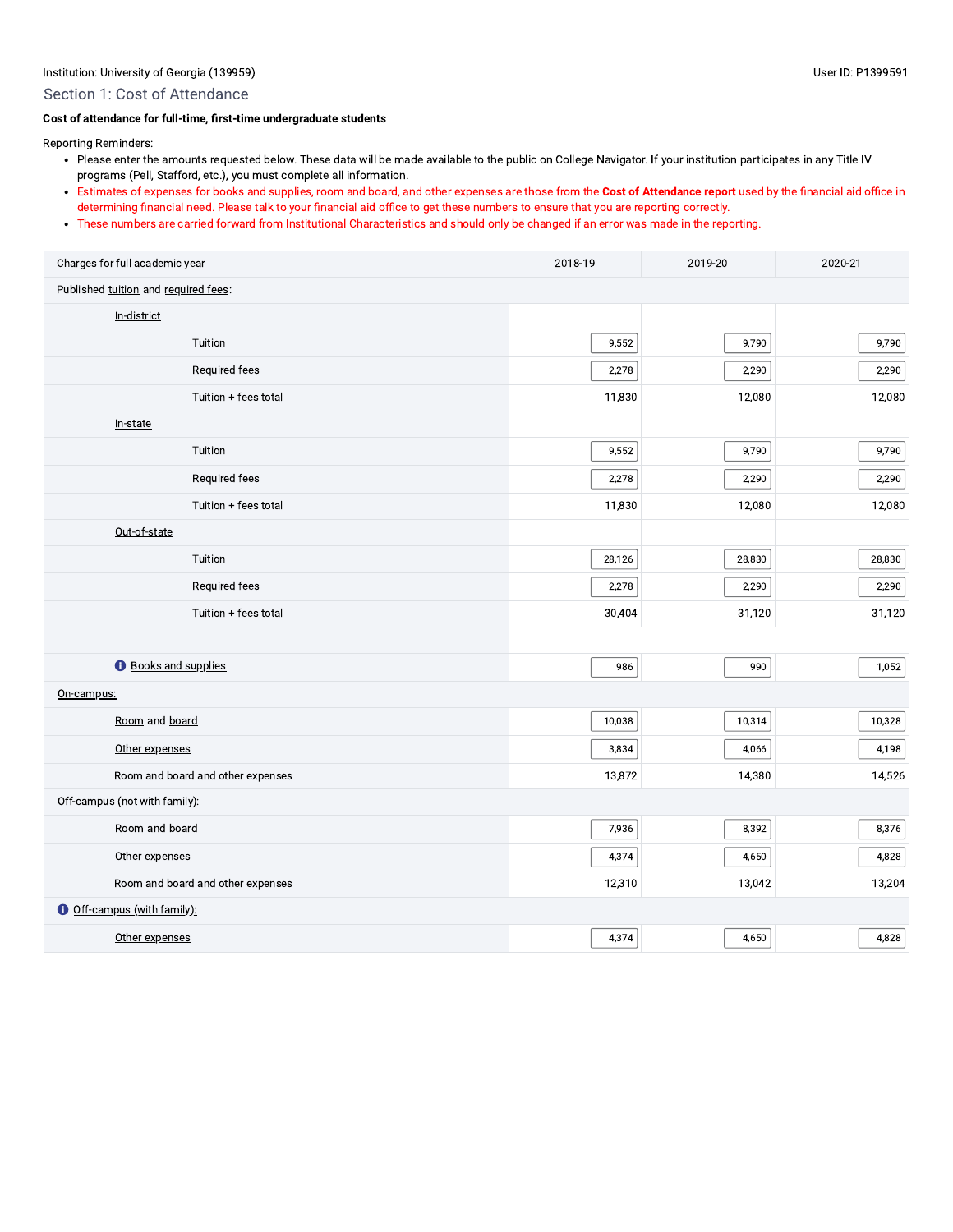Institution: University of Georgia (139959)

User ID: P1399591

## Section 1: Cost of Attendance

**Cost of attendance for full-time, first-time undergraduate students**

Reporting Reminders:

- Please enter the amounts requested below. These data will be made available to the public on College Navigator. If your institution participates in any Title IV programs (Pell, Stafford, etc.), you must complete all information.
- Estimates of expenses for books and supplies, room and board, and other expenses are those from the **Cost of Attendance report** used by the financial aid office in determining financial need. Please talk to your financial aid office to get these numbers to ensure that you are reporting correctly.
- These numbers are carried forward from Institutional Characteristics and should only be changed if an error was made in the reporting.

| Charges for full academic year | 2018-19 | 2019-20 | 2020-21 |
|---|---|---|---|
| Published tuition and required fees: | | | |
| In-district | | | |
| Tuition | 9,552 | 9,790 | 9,790 |
| Required fees | 2,278 | 2,290 | 2,290 |
| Tuition + fees total | 11,830 | 12,080 | 12,080 |
| In-state | | | |
| Tuition | 9,552 | 9,790 | 9,790 |
| Required fees | 2,278 | 2,290 | 2,290 |
| Tuition + fees total | 11,830 | 12,080 | 12,080 |
| Out-of-state | | | |
| Tuition | 28,126 | 28,830 | 28,830 |
| Required fees | 2,278 | 2,290 | 2,290 |
| Tuition + fees total | 30,404 | 31,120 | 31,120 |
| | | | |
| Books and supplies | 986 | 990 | 1,052 |
| On-campus: | | | |
| Room and board | 10,038 | 10,314 | 10,328 |
| Other expenses | 3,834 | 4,066 | 4,198 |
| Room and board and other expenses | 13,872 | 14,380 | 14,526 |
| Off-campus (not with family): | | | |
| Room and board | 7,936 | 8,392 | 8,376 |
| Other expenses | 4,374 | 4,650 | 4,828 |
| Room and board and other expenses | 12,310 | 13,042 | 13,204 |
| Off-campus (with family): | | | |
| Other expenses | 4,374 | 4,650 | 4,828 |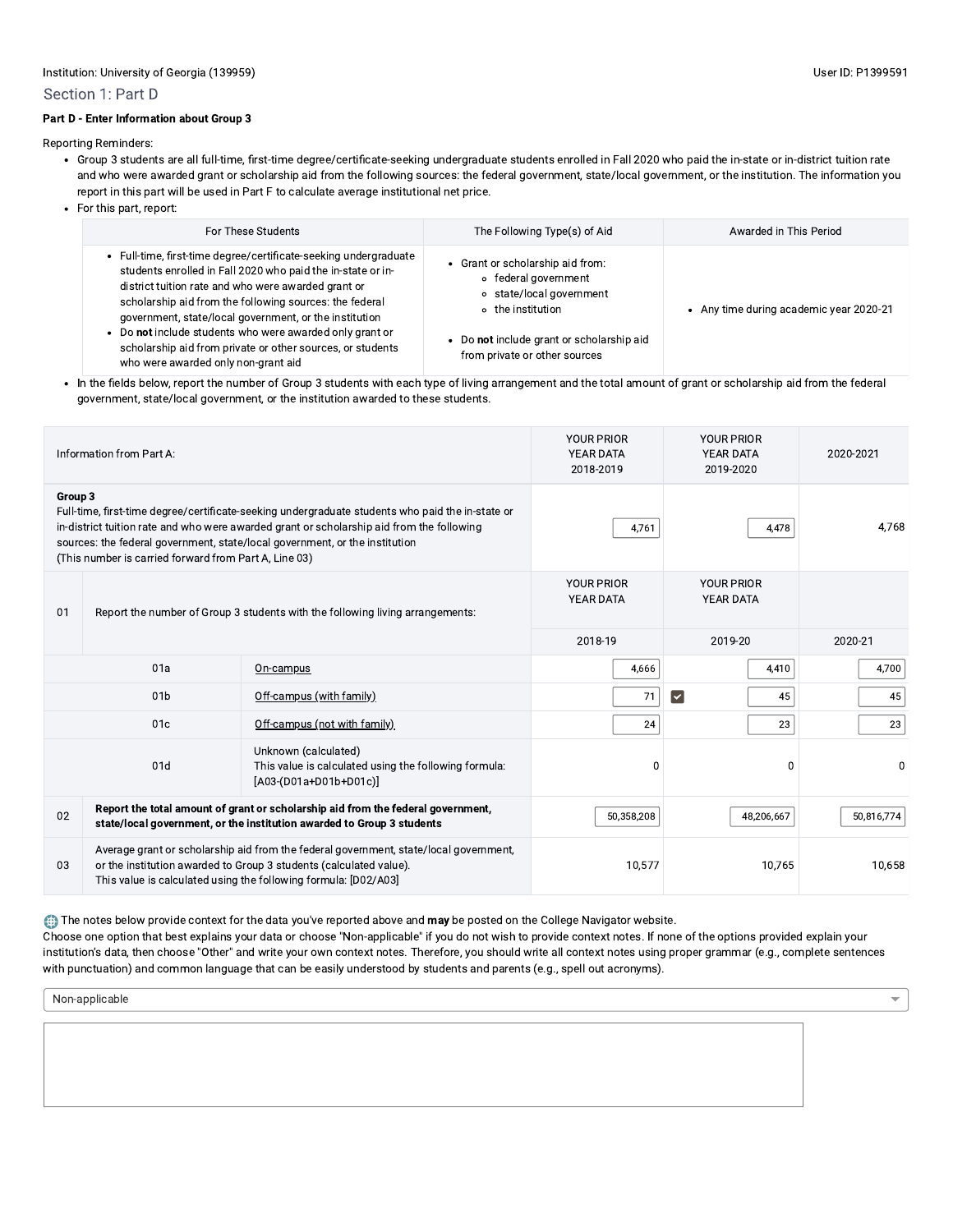Institution: University of Georgia (139959)

User ID: P1399591

## Section 1: Part D

**Part D - Enter Information about Group 3**

Reporting Reminders:

- Group 3 students are all full-time, first-time degree/certificate-seeking undergraduate students enrolled in Fall 2020 who paid the in-state or in-district tuition rate and who were awarded grant or scholarship aid from the following sources: the federal government, state/local government, or the institution. The information you report in this part will be used in Part F to calculate average institutional net price.
- For this part, report:

| For These Students | The Following Type(s) of Aid | Awarded in This Period |
|---|---|---|
| • Full-time, first-time degree/certificate-seeking undergraduate students enrolled in Fall 2020 who paid the in-state or in-district tuition rate and who were awarded grant or scholarship aid from the following sources: the federal government, state/local government, or the institution<br>• Do **not** include students who were awarded only grant or scholarship aid from private or other sources, or students who were awarded only non-grant aid | • Grant or scholarship aid from:<br>  ◦ federal government<br>  ◦ state/local government<br>  ◦ the institution<br>• Do **not** include grant or scholarship aid from private or other sources | • Any time during academic year 2020-21 |

- In the fields below, report the number of Group 3 students with each type of living arrangement and the total amount of grant or scholarship aid from the federal government, state/local government, or the institution awarded to these students.

| | Information from Part A: | | YOUR PRIOR YEAR DATA 2018-2019 | YOUR PRIOR YEAR DATA 2019-2020 | 2020-2021 |
|---|---|---|---|---|---|
| | **Group 3**<br>Full-time, first-time degree/certificate-seeking undergraduate students who paid the in-state or in-district tuition rate and who were awarded grant or scholarship aid from the following sources: the federal government, state/local government, or the institution<br>(This number is carried forward from Part A, Line 03) | | 4,761 | 4,478 | 4,768 |
| 01 | Report the number of Group 3 students with the following living arrangements: | | YOUR PRIOR YEAR DATA<br>2018-19 | YOUR PRIOR YEAR DATA<br>2019-20 | 2020-21 |
| | 01a | On-campus | 4,666 | 4,410 | 4,700 |
| | 01b | Off-campus (with family) | 71 | ☑ 45 | 45 |
| | 01c | Off-campus (not with family) | 24 | 23 | 23 |
| | 01d | Unknown (calculated)<br>This value is calculated using the following formula: [A03-(D01a+D01b+D01c)] | 0 | 0 | 0 |
| 02 | **Report the total amount of grant or scholarship aid from the federal government, state/local government, or the institution awarded to Group 3 students** | | 50,358,208 | 48,206,667 | 50,816,774 |
| 03 | Average grant or scholarship aid from the federal government, state/local government, or the institution awarded to Group 3 students (calculated value).<br>This value is calculated using the following formula: [D02/A03] | | 10,577 | 10,765 | 10,658 |

The notes below provide context for the data you've reported above and **may** be posted on the College Navigator website.
Choose one option that best explains your data or choose "Non-applicable" if you do not wish to provide context notes. If none of the options provided explain your institution's data, then choose "Other" and write your own context notes. Therefore, you should write all context notes using proper grammar (e.g., complete sentences with punctuation) and common language that can be easily understood by students and parents (e.g., spell out acronyms).

Non-applicable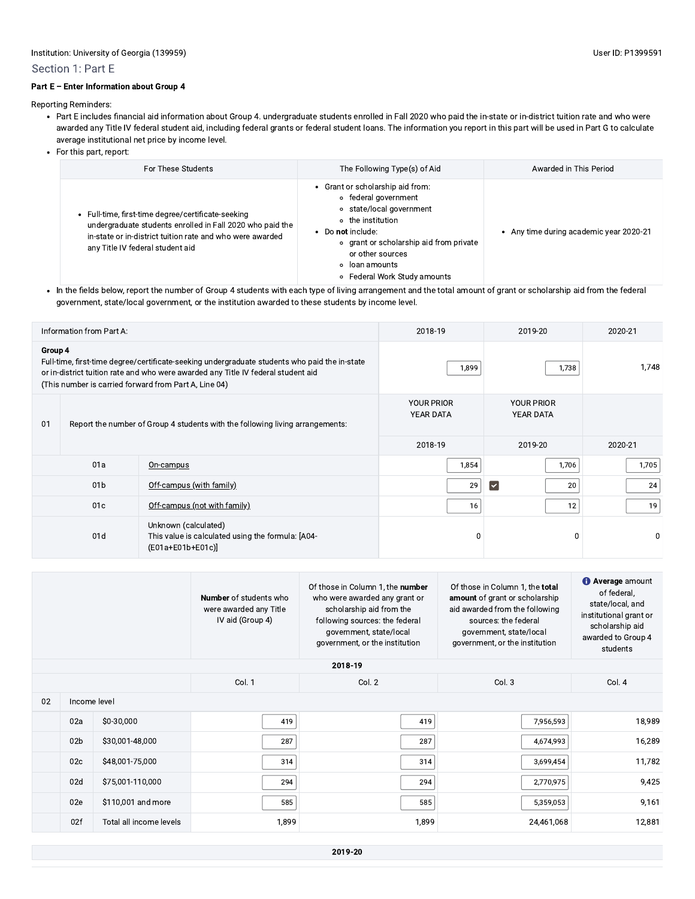Institution: University of Georgia (139959)

User ID: P1399591

## Section 1: Part E

**Part E – Enter Information about Group 4**

Reporting Reminders:

- Part E includes financial aid information about Group 4. undergraduate students enrolled in Fall 2020 who paid the in-state or in-district tuition rate and who were awarded any Title IV federal student aid, including federal grants or federal student loans. The information you report in this part will be used in Part G to calculate average institutional net price by income level.
- For this part, report:

| For These Students | The Following Type(s) of Aid | Awarded in This Period |
|---|---|---|
| • Full-time, first-time degree/certificate-seeking undergraduate students enrolled in Fall 2020 who paid the in-state or in-district tuition rate and who were awarded any Title IV federal student aid | • Grant or scholarship aid from: ◦ federal government ◦ state/local government ◦ the institution • Do **not** include: ◦ grant or scholarship aid from private or other sources ◦ loan amounts ◦ Federal Work Study amounts | • Any time during academic year 2020-21 |

- In the fields below, report the number of Group 4 students with each type of living arrangement and the total amount of grant or scholarship aid from the federal government, state/local government, or the institution awarded to these students by income level.

| Information from Part A: | | | 2018-19 | 2019-20 | 2020-21 |
|---|---|---|---|---|---|
| **Group 4** Full-time, first-time degree/certificate-seeking undergraduate students who paid the in-state or in-district tuition rate and who were awarded any Title IV federal student aid (This number is carried forward from Part A, Line 04) | | | 1,899 | 1,738 | 1,748 |
| 01 | Report the number of Group 4 students with the following living arrangements: | | YOUR PRIOR YEAR DATA | YOUR PRIOR YEAR DATA | |
| | | | 2018-19 | 2019-20 | 2020-21 |
| | 01a | On-campus | 1,854 | 1,706 | 1,705 |
| | 01b | Off-campus (with family) | 29 ☑ | 20 | 24 |
| | 01c | Off-campus (not with family) | 16 | 12 | 19 |
| | 01d | Unknown (calculated) This value is calculated using the formula: [A04-(E01a+E01b+E01c)] | 0 | 0 | 0 |

| | | | **Number** of students who were awarded any Title IV aid (Group 4) | Of those in Column 1, the **number** who were awarded any grant or scholarship aid from the following sources: the federal government, state/local government, or the institution | Of those in Column 1, the **total amount** of grant or scholarship aid awarded from the following sources: the federal government, state/local government, or the institution | **Average** amount of federal, state/local, and institutional grant or scholarship aid awarded to Group 4 students |
|---|---|---|---|---|---|---|
| | | | **2018-19** | | | |
| | | | Col. 1 | Col. 2 | Col. 3 | Col. 4 |
| 02 | Income level | | | | | |
| | 02a | $0-30,000 | 419 | 419 | 7,956,593 | 18,989 |
| | 02b | $30,001-48,000 | 287 | 287 | 4,674,993 | 16,289 |
| | 02c | $48,001-75,000 | 314 | 314 | 3,699,454 | 11,782 |
| | 02d | $75,001-110,000 | 294 | 294 | 2,770,975 | 9,425 |
| | 02e | $110,001 and more | 585 | 585 | 5,359,053 | 9,161 |
| | 02f | Total all income levels | 1,899 | 1,899 | 24,461,068 | 12,881 |

**2019-20**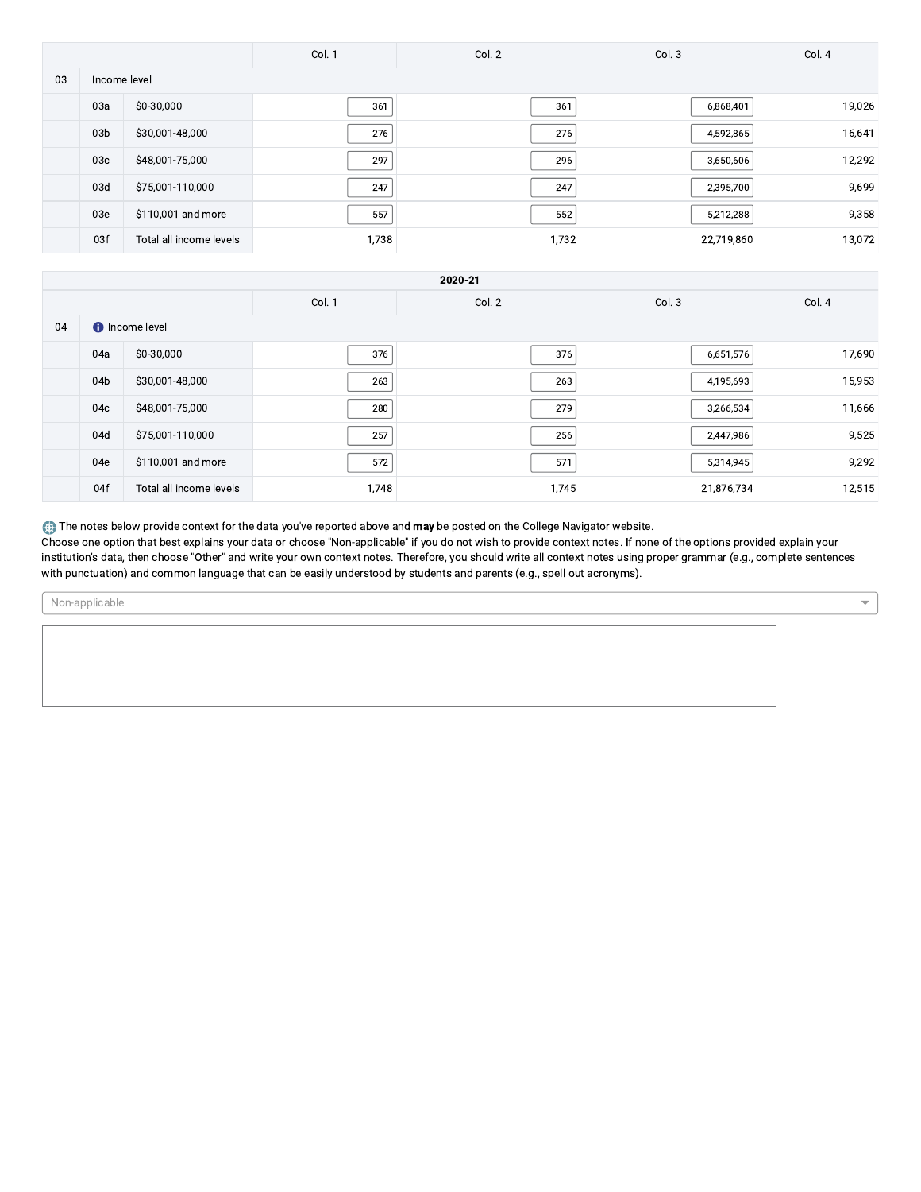| | | Col. 1 | Col. 2 | Col. 3 | Col. 4 |
|---|---|---|---|---|---|
| 03 | Income level | | | | |
| | 03a | $0-30,000 | 361 | 361 | 6,868,401 | 19,026 |
| | 03b | $30,001-48,000 | 276 | 276 | 4,592,865 | 16,641 |
| | 03c | $48,001-75,000 | 297 | 296 | 3,650,606 | 12,292 |
| | 03d | $75,001-110,000 | 247 | 247 | 2,395,700 | 9,699 |
| | 03e | $110,001 and more | 557 | 552 | 5,212,288 | 9,358 |
| | 03f | Total all income levels | 1,738 | 1,732 | 22,719,860 | 13,072 |

**2020-21**

| | | | Col. 1 | Col. 2 | Col. 3 | Col. 4 |
|---|---|---|---|---|---|---|
| 04 | Income level | | | | | |
| | 04a | $0-30,000 | 376 | 376 | 6,651,576 | 17,690 |
| | 04b | $30,001-48,000 | 263 | 263 | 4,195,693 | 15,953 |
| | 04c | $48,001-75,000 | 280 | 279 | 3,266,534 | 11,666 |
| | 04d | $75,001-110,000 | 257 | 256 | 2,447,986 | 9,525 |
| | 04e | $110,001 and more | 572 | 571 | 5,314,945 | 9,292 |
| | 04f | Total all income levels | 1,748 | 1,745 | 21,876,734 | 12,515 |

The notes below provide context for the data you've reported above and **may** be posted on the College Navigator website.
Choose one option that best explains your data or choose "Non-applicable" if you do not wish to provide context notes. If none of the options provided explain your institution's data, then choose "Other" and write your own context notes. Therefore, you should write all context notes using proper grammar (e.g., complete sentences with punctuation) and common language that can be easily understood by students and parents (e.g., spell out acronyms).

Non-applicable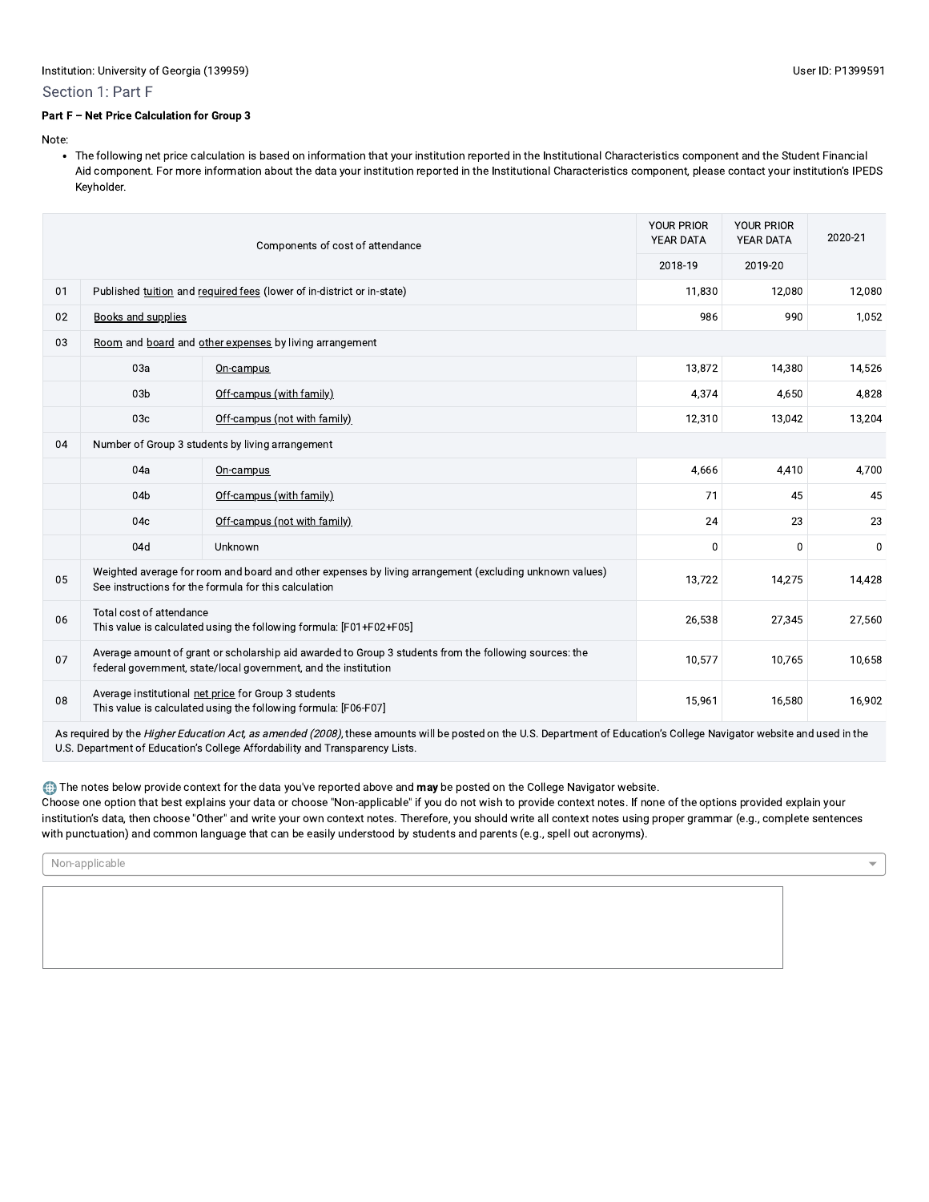Institution: University of Georgia (139959)

User ID: P1399591

## Section 1: Part F

**Part F – Net Price Calculation for Group 3**

Note:

- The following net price calculation is based on information that your institution reported in the Institutional Characteristics component and the Student Financial Aid component. For more information about the data your institution reported in the Institutional Characteristics component, please contact your institution's IPEDS Keyholder.

| | Components of cost of attendance | | YOUR PRIOR YEAR DATA | YOUR PRIOR YEAR DATA | 2020-21 |
|---|---|---|---|---|---|
| | | | 2018-19 | 2019-20 | |
| 01 | Published tuition and required fees (lower of in-district or in-state) | | 11,830 | 12,080 | 12,080 |
| 02 | Books and supplies | | 986 | 990 | 1,052 |
| 03 | Room and board and other expenses by living arrangement | | | | |
| | 03a | On-campus | 13,872 | 14,380 | 14,526 |
| | 03b | Off-campus (with family) | 4,374 | 4,650 | 4,828 |
| | 03c | Off-campus (not with family) | 12,310 | 13,042 | 13,204 |
| 04 | Number of Group 3 students by living arrangement | | | | |
| | 04a | On-campus | 4,666 | 4,410 | 4,700 |
| | 04b | Off-campus (with family) | 71 | 45 | 45 |
| | 04c | Off-campus (not with family) | 24 | 23 | 23 |
| | 04d | Unknown | 0 | 0 | 0 |
| 05 | Weighted average for room and board and other expenses by living arrangement (excluding unknown values) See instructions for the formula for this calculation | | 13,722 | 14,275 | 14,428 |
| 06 | Total cost of attendance This value is calculated using the following formula: [F01+F02+F05] | | 26,538 | 27,345 | 27,560 |
| 07 | Average amount of grant or scholarship aid awarded to Group 3 students from the following sources: the federal government, state/local government, and the institution | | 10,577 | 10,765 | 10,658 |
| 08 | Average institutional net price for Group 3 students This value is calculated using the following formula: [F06-F07] | | 15,961 | 16,580 | 16,902 |

As required by the *Higher Education Act, as amended (2008),* these amounts will be posted on the U.S. Department of Education's College Navigator website and used in the U.S. Department of Education's College Affordability and Transparency Lists.

The notes below provide context for the data you've reported above and **may** be posted on the College Navigator website.
Choose one option that best explains your data or choose "Non-applicable" if you do not wish to provide context notes. If none of the options provided explain your institution's data, then choose "Other" and write your own context notes. Therefore, you should write all context notes using proper grammar (e.g., complete sentences with punctuation) and common language that can be easily understood by students and parents (e.g., spell out acronyms).

Non-applicable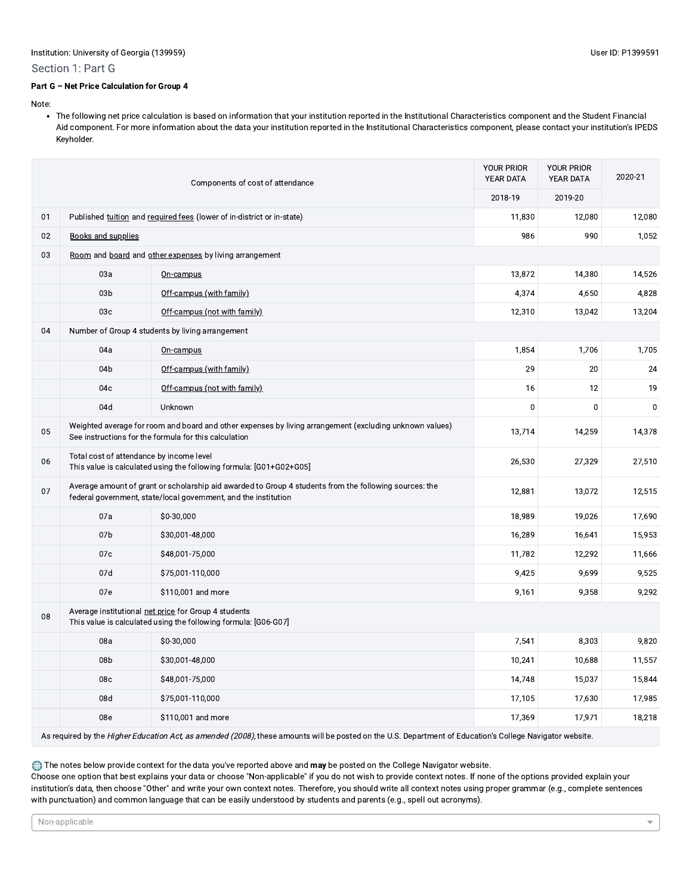Institution: University of Georgia (139959)

User ID: P1399591

## Section 1: Part G

**Part G – Net Price Calculation for Group 4**

Note:

- The following net price calculation is based on information that your institution reported in the Institutional Characteristics component and the Student Financial Aid component. For more information about the data your institution reported in the Institutional Characteristics component, please contact your institution's IPEDS Keyholder.

| | Components of cost of attendance | | YOUR PRIOR YEAR DATA | YOUR PRIOR YEAR DATA | 2020-21 |
|---|---|---|---|---|---|
| | | | 2018-19 | 2019-20 | |
| 01 | Published tuition and required fees (lower of in-district or in-state) | | 11,830 | 12,080 | 12,080 |
| 02 | Books and supplies | | 986 | 990 | 1,052 |
| 03 | Room and board and other expenses by living arrangement | | | | |
| | 03a | On-campus | 13,872 | 14,380 | 14,526 |
| | 03b | Off-campus (with family) | 4,374 | 4,650 | 4,828 |
| | 03c | Off-campus (not with family) | 12,310 | 13,042 | 13,204 |
| 04 | Number of Group 4 students by living arrangement | | | | |
| | 04a | On-campus | 1,854 | 1,706 | 1,705 |
| | 04b | Off-campus (with family) | 29 | 20 | 24 |
| | 04c | Off-campus (not with family) | 16 | 12 | 19 |
| | 04d | Unknown | 0 | 0 | 0 |
| 05 | Weighted average for room and board and other expenses by living arrangement (excluding unknown values) See instructions for the formula for this calculation | | 13,714 | 14,259 | 14,378 |
| 06 | Total cost of attendance by income level This value is calculated using the following formula: [G01+G02+G05] | | 26,530 | 27,329 | 27,510 |
| 07 | Average amount of grant or scholarship aid awarded to Group 4 students from the following sources: the federal government, state/local government, and the institution | | 12,881 | 13,072 | 12,515 |
| | 07a | $0-30,000 | 18,989 | 19,026 | 17,690 |
| | 07b | $30,001-48,000 | 16,289 | 16,641 | 15,953 |
| | 07c | $48,001-75,000 | 11,782 | 12,292 | 11,666 |
| | 07d | $75,001-110,000 | 9,425 | 9,699 | 9,525 |
| | 07e | $110,001 and more | 9,161 | 9,358 | 9,292 |
| 08 | Average institutional net price for Group 4 students This value is calculated using the following formula: [G06-G07] | | | | |
| | 08a | $0-30,000 | 7,541 | 8,303 | 9,820 |
| | 08b | $30,001-48,000 | 10,241 | 10,688 | 11,557 |
| | 08c | $48,001-75,000 | 14,748 | 15,037 | 15,844 |
| | 08d | $75,001-110,000 | 17,105 | 17,630 | 17,985 |
| | 08e | $110,001 and more | 17,369 | 17,971 | 18,218 |

As required by the *Higher Education Act, as amended (2008)*, these amounts will be posted on the U.S. Department of Education's College Navigator website.

The notes below provide context for the data you've reported above and **may** be posted on the College Navigator website.
Choose one option that best explains your data or choose "Non-applicable" if you do not wish to provide context notes. If none of the options provided explain your institution's data, then choose "Other" and write your own context notes. Therefore, you should write all context notes using proper grammar (e.g., complete sentences with punctuation) and common language that can be easily understood by students and parents (e.g., spell out acronyms).

Non-applicable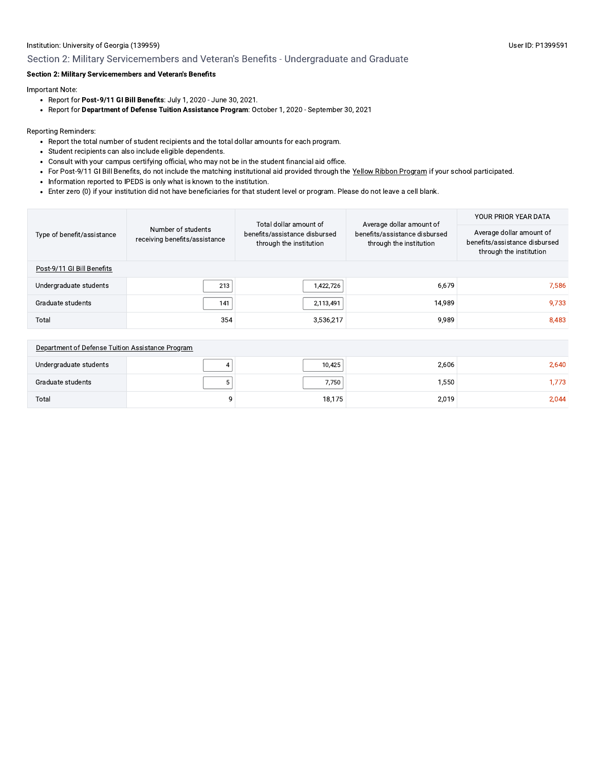Institution: University of Georgia (139959)

User ID: P1399591

## Section 2: Military Servicemembers and Veteran's Benefits - Undergraduate and Graduate

**Section 2: Military Servicemembers and Veteran's Benefits**

Important Note:

- Report for **Post-9/11 GI Bill Benefits**: July 1, 2020 - June 30, 2021.
- Report for **Department of Defense Tuition Assistance Program**: October 1, 2020 - September 30, 2021

Reporting Reminders:

- Report the total number of student recipients and the total dollar amounts for each program.
- Student recipients can also include eligible dependents.
- Consult with your campus certifying official, who may not be in the student financial aid office.
- For Post-9/11 GI Bill Benefits, do not include the matching institutional aid provided through the Yellow Ribbon Program if your school participated.
- Information reported to IPEDS is only what is known to the institution.
- Enter zero (0) if your institution did not have beneficiaries for that student level or program. Please do not leave a cell blank.

| Type of benefit/assistance | Number of students receiving benefits/assistance | Total dollar amount of benefits/assistance disbursed through the institution | Average dollar amount of benefits/assistance disbursed through the institution | YOUR PRIOR YEAR DATA |
|---|---|---|---|---|
| | | | | Average dollar amount of benefits/assistance disbursed through the institution |
| Post-9/11 GI Bill Benefits | | | | |
| Undergraduate students | 213 | 1,422,726 | 6,679 | 7,586 |
| Graduate students | 141 | 2,113,491 | 14,989 | 9,733 |
| Total | 354 | 3,536,217 | 9,989 | 8,483 |
| Department of Defense Tuition Assistance Program | | | | |
| Undergraduate students | 4 | 10,425 | 2,606 | 2,640 |
| Graduate students | 5 | 7,750 | 1,550 | 1,773 |
| Total | 9 | 18,175 | 2,019 | 2,044 |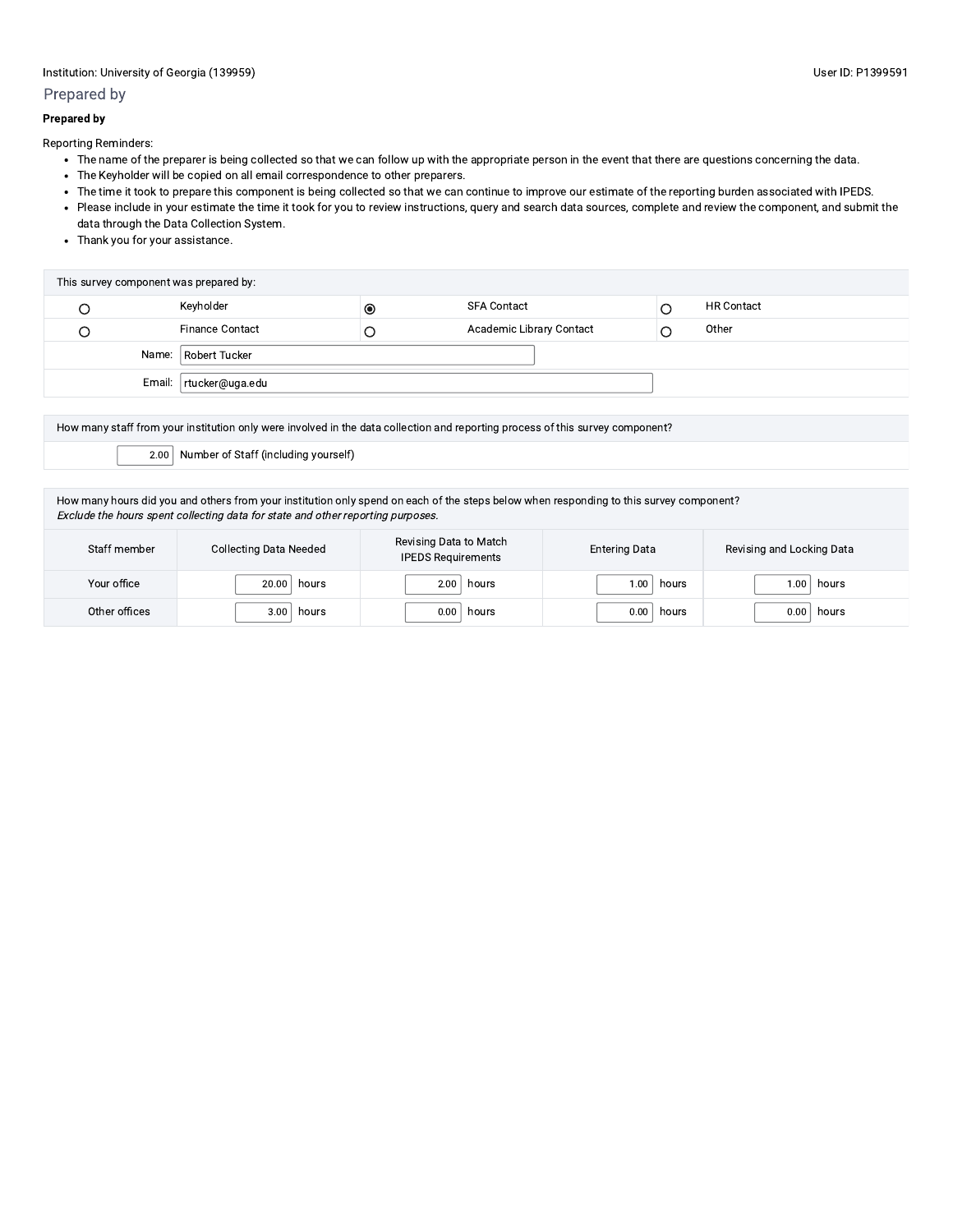Institution: University of Georgia (139959)

User ID: P1399591

## Prepared by

**Prepared by**

Reporting Reminders:

- The name of the preparer is being collected so that we can follow up with the appropriate person in the event that there are questions concerning the data.
- The Keyholder will be copied on all email correspondence to other preparers.
- The time it took to prepare this component is being collected so that we can continue to improve our estimate of the reporting burden associated with IPEDS.
- Please include in your estimate the time it took for you to review instructions, query and search data sources, complete and review the component, and submit the data through the Data Collection System.
- Thank you for your assistance.

This survey component was prepared by:

| | | | | | |
|---|---|---|---|---|---|
| ○ | Keyholder | ◉ | SFA Contact | ○ | HR Contact |
| ○ | Finance Contact | ○ | Academic Library Contact | ○ | Other |

Name: Robert Tucker

Email: rtucker@uga.edu

How many staff from your institution only were involved in the data collection and reporting process of this survey component?

2.00 Number of Staff (including yourself)

How many hours did you and others from your institution only spend on each of the steps below when responding to this survey component?
*Exclude the hours spent collecting data for state and other reporting purposes.*

| Staff member | Collecting Data Needed | Revising Data to Match IPEDS Requirements | Entering Data | Revising and Locking Data |
|---|---|---|---|---|
| Your office | 20.00 hours | 2.00 hours | 1.00 hours | 1.00 hours |
| Other offices | 3.00 hours | 0.00 hours | 0.00 hours | 0.00 hours |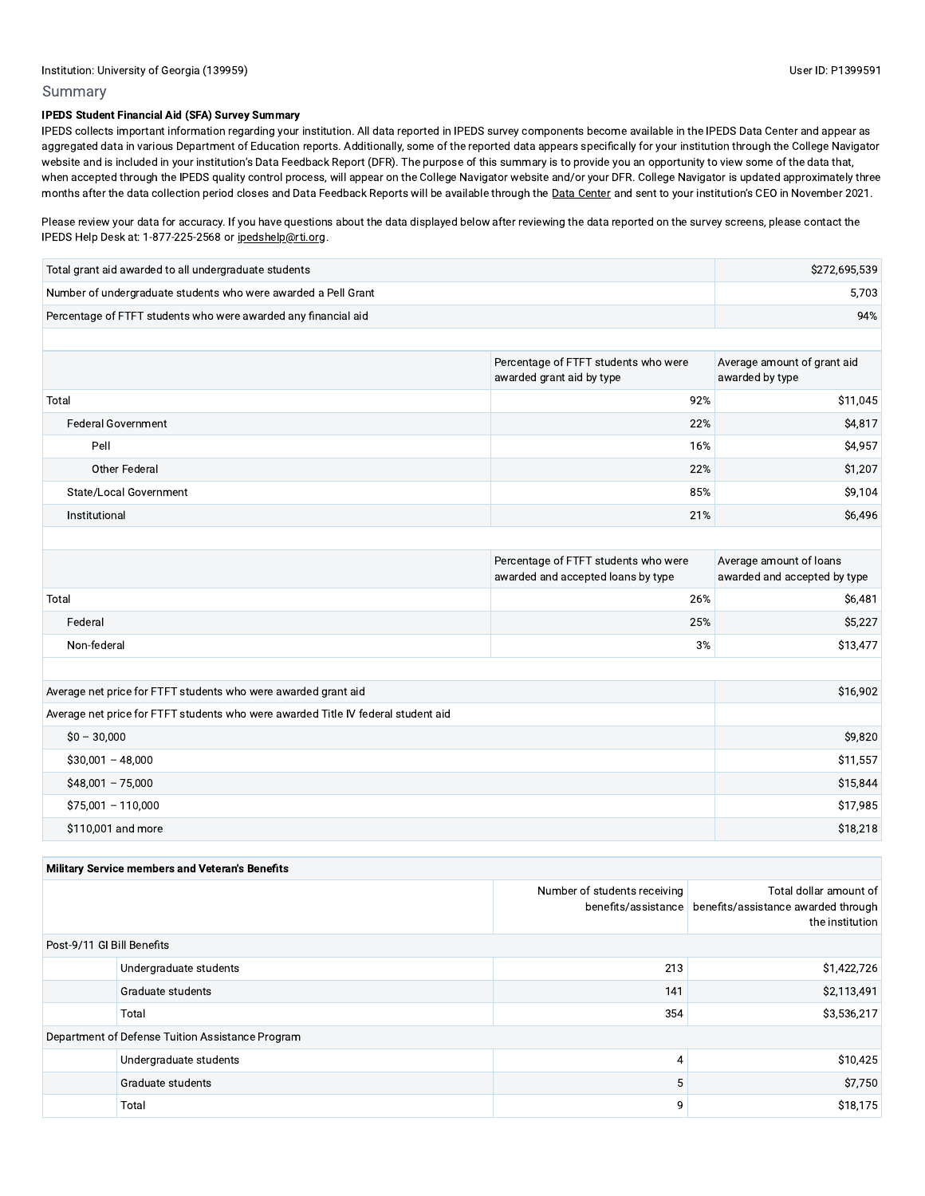Institution: University of Georgia (139959)

User ID: P1399591

## Summary

**IPEDS Student Financial Aid (SFA) Survey Summary**

IPEDS collects important information regarding your institution. All data reported in IPEDS survey components become available in the IPEDS Data Center and appear as aggregated data in various Department of Education reports. Additionally, some of the reported data appears specifically for your institution through the College Navigator website and is included in your institution's Data Feedback Report (DFR). The purpose of this summary is to provide you an opportunity to view some of the data that, when accepted through the IPEDS quality control process, will appear on the College Navigator website and/or your DFR. College Navigator is updated approximately three months after the data collection period closes and Data Feedback Reports will be available through the Data Center and sent to your institution's CEO in November 2021.

Please review your data for accuracy. If you have questions about the data displayed below after reviewing the data reported on the survey screens, please contact the IPEDS Help Desk at: 1-877-225-2568 or ipedshelp@rti.org.

| | |
|---|---|
| Total grant aid awarded to all undergraduate students | $272,695,539 |
| Number of undergraduate students who were awarded a Pell Grant | 5,703 |
| Percentage of FTFT students who were awarded any financial aid | 94% |

| | Percentage of FTFT students who were awarded grant aid by type | Average amount of grant aid awarded by type |
|---|---|---|
| Total | 92% | $11,045 |
| Federal Government | 22% | $4,817 |
| Pell | 16% | $4,957 |
| Other Federal | 22% | $1,207 |
| State/Local Government | 85% | $9,104 |
| Institutional | 21% | $6,496 |

| | Percentage of FTFT students who were awarded and accepted loans by type | Average amount of loans awarded and accepted by type |
|---|---|---|
| Total | 26% | $6,481 |
| Federal | 25% | $5,227 |
| Non-federal | 3% | $13,477 |

| | |
|---|---|
| Average net price for FTFT students who were awarded grant aid | $16,902 |
| Average net price for FTFT students who were awarded Title IV federal student aid | |
| $0 – 30,000 | $9,820 |
| $30,001 – 48,000 | $11,557 |
| $48,001 – 75,000 | $15,844 |
| $75,001 – 110,000 | $17,985 |
| $110,001 and more | $18,218 |

| **Military Service members and Veteran's Benefits** | | | |
|---|---|---|---|
| | | Number of students receiving benefits/assistance | Total dollar amount of benefits/assistance awarded through the institution |
| Post-9/11 GI Bill Benefits | | | |
| | Undergraduate students | 213 | $1,422,726 |
| | Graduate students | 141 | $2,113,491 |
| | Total | 354 | $3,536,217 |
| Department of Defense Tuition Assistance Program | | | |
| | Undergraduate students | 4 | $10,425 |
| | Graduate students | 5 | $7,750 |
| | Total | 9 | $18,175 |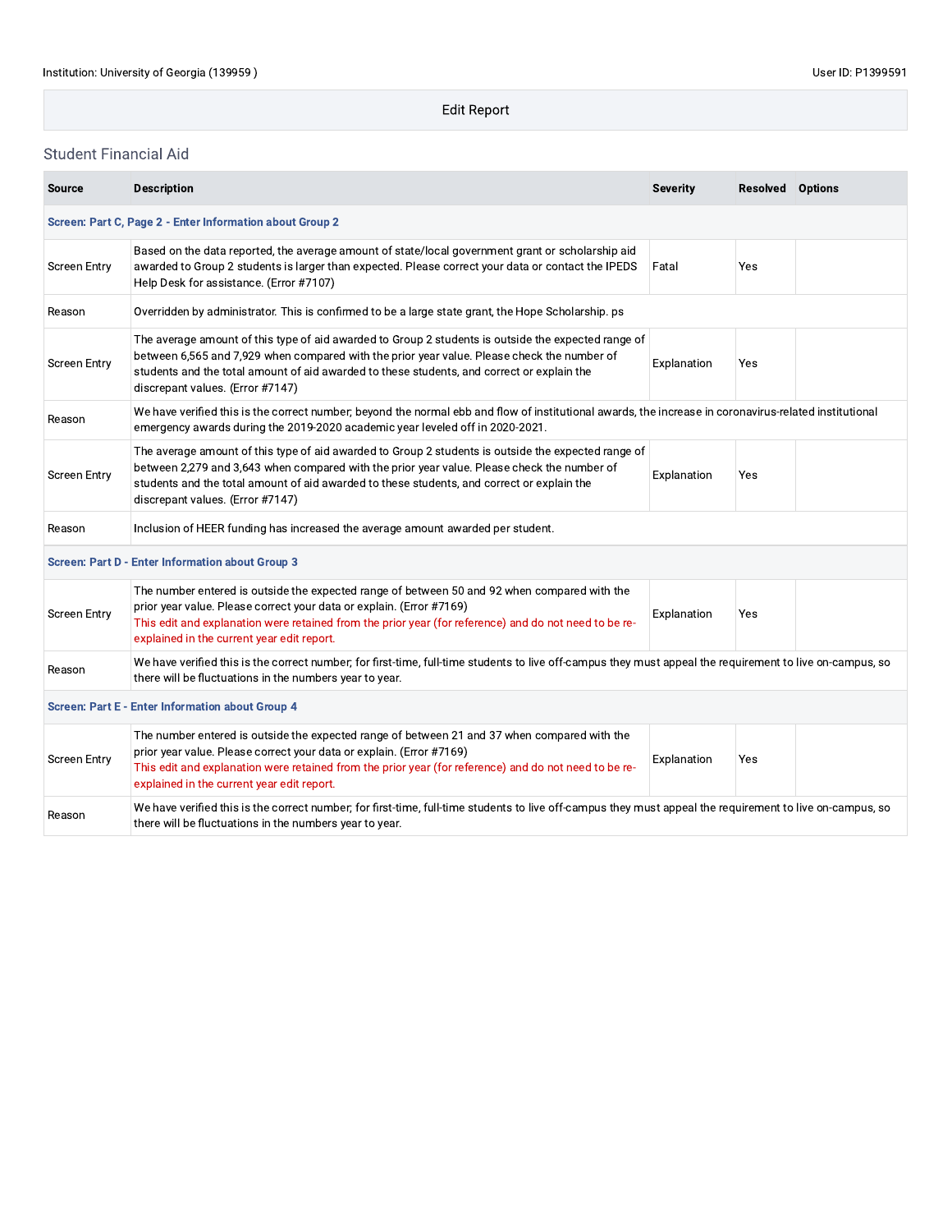Institution: University of Georgia (139959 )

User ID: P1399591

Edit Report

## Student Financial Aid

| Source | Description | Severity | Resolved | Options |
|---|---|---|---|---|
| **Screen: Part C, Page 2 - Enter Information about Group 2** | | | | |
| Screen Entry | Based on the data reported, the average amount of state/local government grant or scholarship aid awarded to Group 2 students is larger than expected. Please correct your data or contact the IPEDS Help Desk for assistance. (Error #7107) | Fatal | Yes | |
| Reason | Overridden by administrator. This is confirmed to be a large state grant, the Hope Scholarship. ps | | | |
| Screen Entry | The average amount of this type of aid awarded to Group 2 students is outside the expected range of between 6,565 and 7,929 when compared with the prior year value. Please check the number of students and the total amount of aid awarded to these students, and correct or explain the discrepant values. (Error #7147) | Explanation | Yes | |
| Reason | We have verified this is the correct number; beyond the normal ebb and flow of institutional awards, the increase in coronavirus-related institutional emergency awards during the 2019-2020 academic year leveled off in 2020-2021. | | | |
| Screen Entry | The average amount of this type of aid awarded to Group 2 students is outside the expected range of between 2,279 and 3,643 when compared with the prior year value. Please check the number of students and the total amount of aid awarded to these students, and correct or explain the discrepant values. (Error #7147) | Explanation | Yes | |
| Reason | Inclusion of HEER funding has increased the average amount awarded per student. | | | |
| **Screen: Part D - Enter Information about Group 3** | | | | |
| Screen Entry | The number entered is outside the expected range of between 50 and 92 when compared with the prior year value. Please correct your data or explain. (Error #7169) This edit and explanation were retained from the prior year (for reference) and do not need to be re-explained in the current year edit report. | Explanation | Yes | |
| Reason | We have verified this is the correct number; for first-time, full-time students to live off-campus they must appeal the requirement to live on-campus, so there will be fluctuations in the numbers year to year. | | | |
| **Screen: Part E - Enter Information about Group 4** | | | | |
| Screen Entry | The number entered is outside the expected range of between 21 and 37 when compared with the prior year value. Please correct your data or explain. (Error #7169) This edit and explanation were retained from the prior year (for reference) and do not need to be re-explained in the current year edit report. | Explanation | Yes | |
| Reason | We have verified this is the correct number; for first-time, full-time students to live off-campus they must appeal the requirement to live on-campus, so there will be fluctuations in the numbers year to year. | | | |